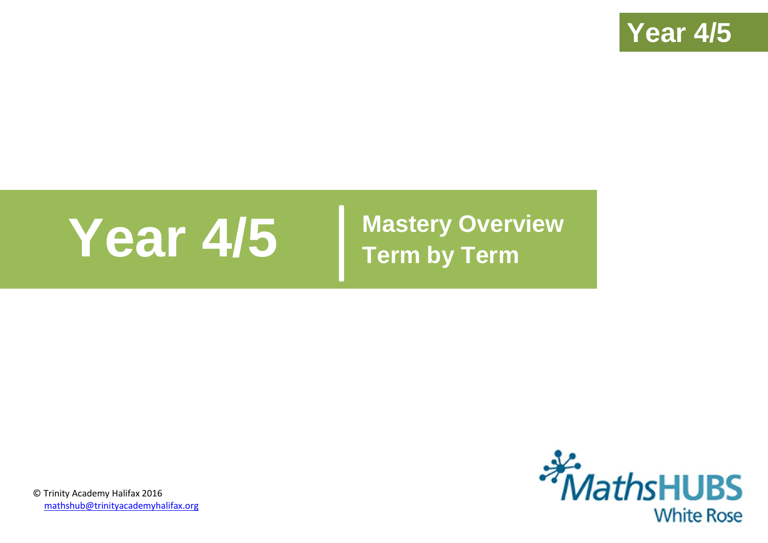Year 4/5

# Year 4/5

## Mastery Overview
## Term by Term

MathsHUBS White Rose

© Trinity Academy Halifax 2016
mathshub@trinityacademyhalifax.org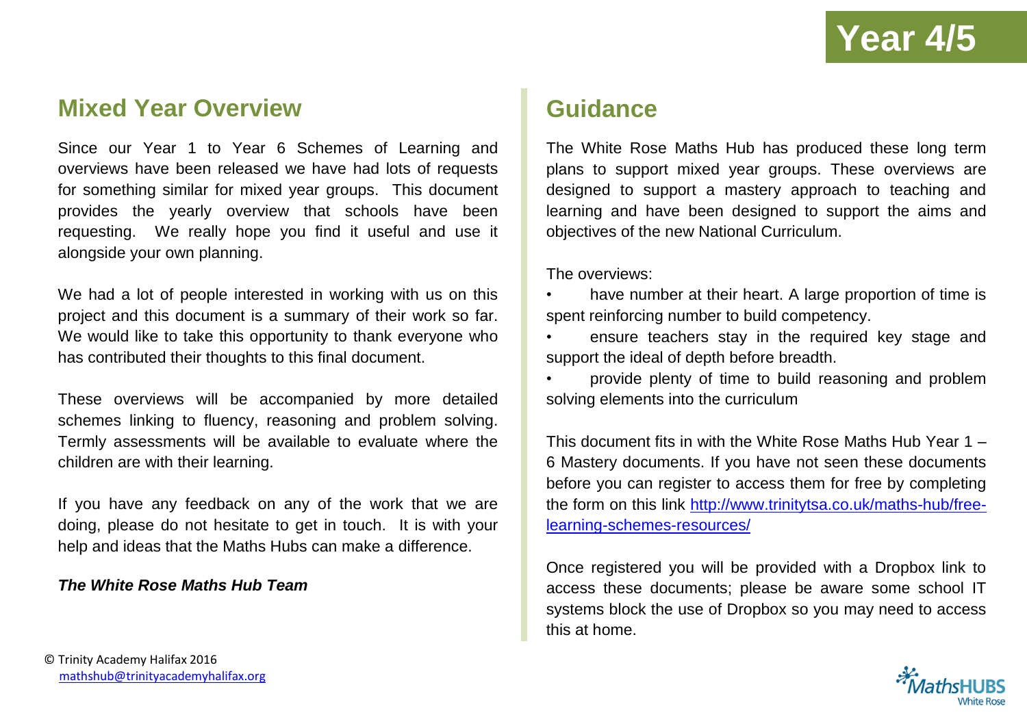# Year 4/5

## Mixed Year Overview

Since our Year 1 to Year 6 Schemes of Learning and overviews have been released we have had lots of requests for something similar for mixed year groups. This document provides the yearly overview that schools have been requesting. We really hope you find it useful and use it alongside your own planning.

We had a lot of people interested in working with us on this project and this document is a summary of their work so far. We would like to take this opportunity to thank everyone who has contributed their thoughts to this final document.

These overviews will be accompanied by more detailed schemes linking to fluency, reasoning and problem solving. Termly assessments will be available to evaluate where the children are with their learning.

If you have any feedback on any of the work that we are doing, please do not hesitate to get in touch. It is with your help and ideas that the Maths Hubs can make a difference.

***The White Rose Maths Hub Team***

## Guidance

The White Rose Maths Hub has produced these long term plans to support mixed year groups. These overviews are designed to support a mastery approach to teaching and learning and have been designed to support the aims and objectives of the new National Curriculum.

The overviews:

- have number at their heart. A large proportion of time is spent reinforcing number to build competency.
- ensure teachers stay in the required key stage and support the ideal of depth before breadth.
- provide plenty of time to build reasoning and problem solving elements into the curriculum

This document fits in with the White Rose Maths Hub Year 1 – 6 Mastery documents. If you have not seen these documents before you can register to access them for free by completing the form on this link http://www.trinitytsa.co.uk/maths-hub/free-learning-schemes-resources/

Once registered you will be provided with a Dropbox link to access these documents; please be aware some school IT systems block the use of Dropbox so you may need to access this at home.

© Trinity Academy Halifax 2016
mathshub@trinityacademyhalifax.org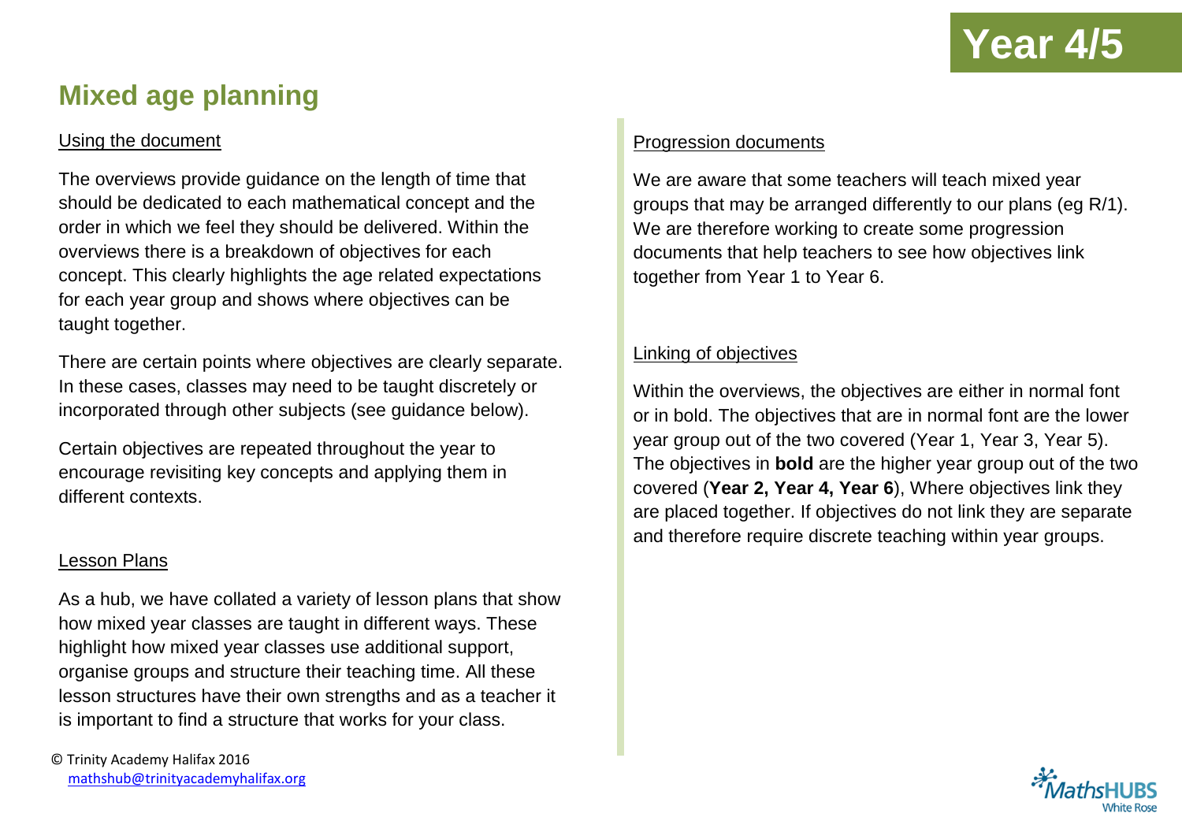# Year 4/5

## Mixed age planning

### Using the document

The overviews provide guidance on the length of time that should be dedicated to each mathematical concept and the order in which we feel they should be delivered. Within the overviews there is a breakdown of objectives for each concept. This clearly highlights the age related expectations for each year group and shows where objectives can be taught together.

There are certain points where objectives are clearly separate. In these cases, classes may need to be taught discretely or incorporated through other subjects (see guidance below).

Certain objectives are repeated throughout the year to encourage revisiting key concepts and applying them in different contexts.

### Lesson Plans

As a hub, we have collated a variety of lesson plans that show how mixed year classes are taught in different ways. These highlight how mixed year classes use additional support, organise groups and structure their teaching time. All these lesson structures have their own strengths and as a teacher it is important to find a structure that works for your class.

### Progression documents

We are aware that some teachers will teach mixed year groups that may be arranged differently to our plans (eg R/1). We are therefore working to create some progression documents that help teachers to see how objectives link together from Year 1 to Year 6.

### Linking of objectives

Within the overviews, the objectives are either in normal font or in bold. The objectives that are in normal font are the lower year group out of the two covered (Year 1, Year 3, Year 5). The objectives in **bold** are the higher year group out of the two covered (**Year 2, Year 4, Year 6**), Where objectives link they are placed together. If objectives do not link they are separate and therefore require discrete teaching within year groups.

© Trinity Academy Halifax 2016
mathshub@trinityacademyhalifax.org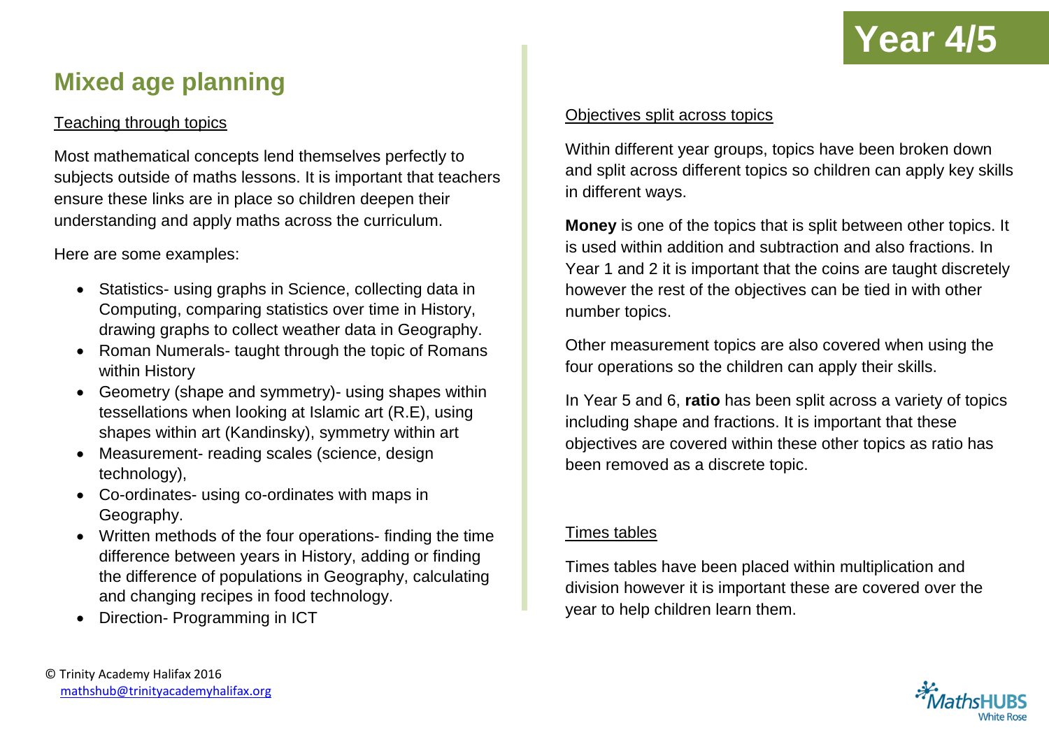# Year 4/5

## Mixed age planning

Teaching through topics

Most mathematical concepts lend themselves perfectly to subjects outside of maths lessons. It is important that teachers ensure these links are in place so children deepen their understanding and apply maths across the curriculum.

Here are some examples:

- Statistics- using graphs in Science, collecting data in Computing, comparing statistics over time in History, drawing graphs to collect weather data in Geography.
- Roman Numerals- taught through the topic of Romans within History
- Geometry (shape and symmetry)- using shapes within tessellations when looking at Islamic art (R.E), using shapes within art (Kandinsky), symmetry within art
- Measurement- reading scales (science, design technology),
- Co-ordinates- using co-ordinates with maps in Geography.
- Written methods of the four operations- finding the time difference between years in History, adding or finding the difference of populations in Geography, calculating and changing recipes in food technology.
- Direction- Programming in ICT

Objectives split across topics

Within different year groups, topics have been broken down and split across different topics so children can apply key skills in different ways.

**Money** is one of the topics that is split between other topics. It is used within addition and subtraction and also fractions. In Year 1 and 2 it is important that the coins are taught discretely however the rest of the objectives can be tied in with other number topics.

Other measurement topics are also covered when using the four operations so the children can apply their skills.

In Year 5 and 6, **ratio** has been split across a variety of topics including shape and fractions. It is important that these objectives are covered within these other topics as ratio has been removed as a discrete topic.

Times tables

Times tables have been placed within multiplication and division however it is important these are covered over the year to help children learn them.

© Trinity Academy Halifax 2016
mathshub@trinityacademyhalifax.org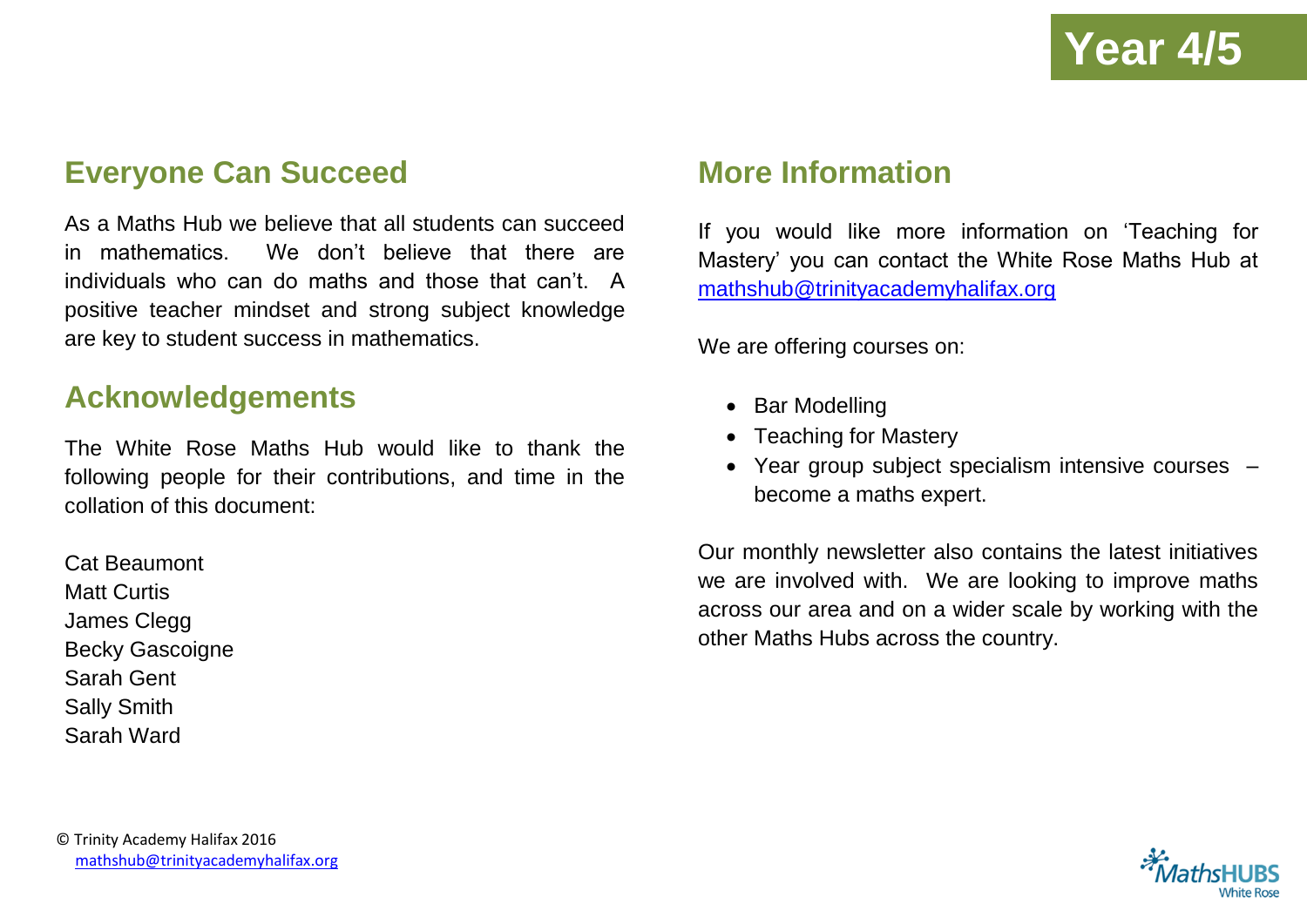# Year 4/5

## Everyone Can Succeed

As a Maths Hub we believe that all students can succeed in mathematics. We don't believe that there are individuals who can do maths and those that can't. A positive teacher mindset and strong subject knowledge are key to student success in mathematics.

## Acknowledgements

The White Rose Maths Hub would like to thank the following people for their contributions, and time in the collation of this document:

Cat Beaumont
Matt Curtis
James Clegg
Becky Gascoigne
Sarah Gent
Sally Smith
Sarah Ward

## More Information

If you would like more information on 'Teaching for Mastery' you can contact the White Rose Maths Hub at mathshub@trinityacademyhalifax.org

We are offering courses on:

- Bar Modelling
- Teaching for Mastery
- Year group subject specialism intensive courses – become a maths expert.

Our monthly newsletter also contains the latest initiatives we are involved with. We are looking to improve maths across our area and on a wider scale by working with the other Maths Hubs across the country.

© Trinity Academy Halifax 2016
mathshub@trinityacademyhalifax.org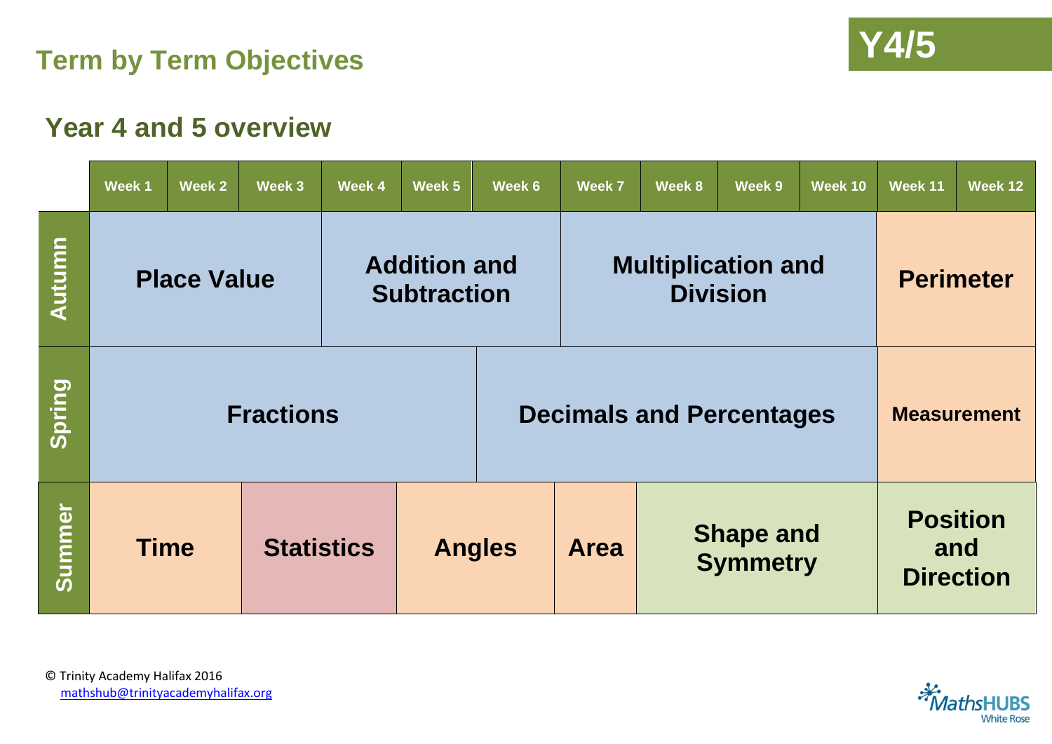## Term by Term Objectives

**Y4/5**

### Year 4 and 5 overview

| | Week 1 | Week 2 | Week 3 | Week 4 | Week 5 | Week 6 | Week 7 | Week 8 | Week 9 | Week 10 | Week 11 | Week 12 |
|---|---|---|---|---|---|---|---|---|---|---|---|---|
| **Autumn** | **Place Value** | | | **Addition and Subtraction** | | | **Multiplication and Division** | | | | **Perimeter** | |
| **Spring** | **Fractions** | | | | | **Decimals and Percentages** | | | | | **Measurement** | |
| **Summer** | **Time** | | **Statistics** | | **Angles** | | **Area** | **Shape and Symmetry** | | | **Position and Direction** | |

© Trinity Academy Halifax 2016
mathshub@trinityacademyhalifax.org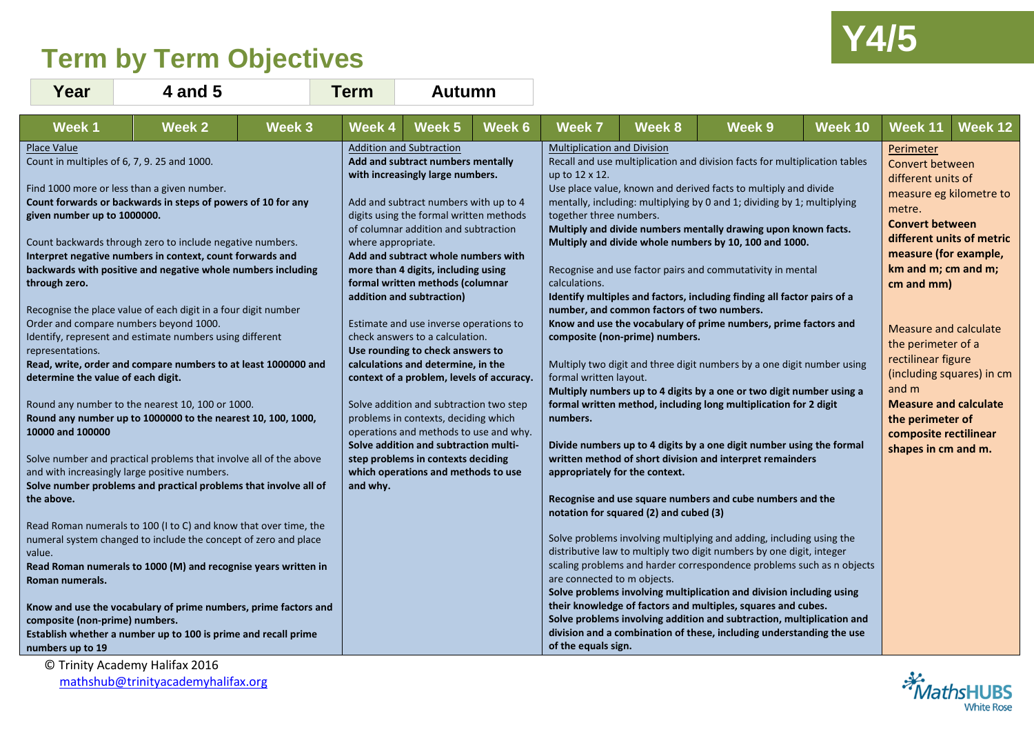# Term by Term Objectives

**Y4/5**

| Year | 4 and 5 | Term | Autumn |
|---|---|---|---|

| Week 1 | Week 2 | Week 3 | Week 4 | Week 5 | Week 6 | Week 7 | Week 8 | Week 9 | Week 10 | Week 11 | Week 12 |
|---|---|---|---|---|---|---|---|---|---|---|---|
| Place Value<br>Count in multiples of 6, 7, 9. 25 and 1000.<br><br>Find 1000 more or less than a given number.<br>**Count forwards or backwards in steps of powers of 10 for any given number up to 1000000.**<br><br>Count backwards through zero to include negative numbers.<br>**Interpret negative numbers in context, count forwards and backwards with positive and negative whole numbers including through zero.**<br><br>Recognise the place value of each digit in a four digit number<br>Order and compare numbers beyond 1000.<br>Identify, represent and estimate numbers using different representations.<br>**Read, write, order and compare numbers to at least 1000000 and determine the value of each digit.**<br><br>Round any number to the nearest 10, 100 or 1000.<br>**Round any number up to 1000000 to the nearest 10, 100, 1000, 10000 and 100000**<br><br>Solve number and practical problems that involve all of the above and with increasingly large positive numbers.<br>**Solve number problems and practical problems that involve all of the above.**<br><br>Read Roman numerals to 100 (I to C) and know that over time, the numeral system changed to include the concept of zero and place value.<br>**Read Roman numerals to 1000 (M) and recognise years written in Roman numerals.**<br><br>**Know and use the vocabulary of prime numbers, prime factors and composite (non-prime) numbers.**<br>**Establish whether a number up to 100 is prime and recall prime numbers up to 19** | | | Addition and Subtraction<br>**Add and subtract numbers mentally with increasingly large numbers.**<br><br>Add and subtract numbers with up to 4 digits using the formal written methods of columnar addition and subtraction where appropriate.<br>**Add and subtract whole numbers with more than 4 digits, including using formal written methods (columnar addition and subtraction)**<br><br>Estimate and use inverse operations to check answers to a calculation.<br>**Use rounding to check answers to calculations and determine, in the context of a problem, levels of accuracy.**<br><br>Solve addition and subtraction two step problems in contexts, deciding which operations and methods to use and why.<br>**Solve addition and subtraction multi-step problems in contexts deciding which operations and methods to use and why.** | | | Multiplication and Division<br>Recall and use multiplication and division facts for multiplication tables up to 12 x 12.<br>Use place value, known and derived facts to multiply and divide mentally, including: multiplying by 0 and 1; dividing by 1; multiplying together three numbers.<br>**Multiply and divide numbers mentally drawing upon known facts.**<br>**Multiply and divide whole numbers by 10, 100 and 1000.**<br><br>Recognise and use factor pairs and commutativity in mental calculations.<br>**Identify multiples and factors, including finding all factor pairs of a number, and common factors of two numbers.**<br>**Know and use the vocabulary of prime numbers, prime factors and composite (non-prime) numbers.**<br><br>Multiply two digit and three digit numbers by a one digit number using formal written layout.<br>**Multiply numbers up to 4 digits by a one or two digit number using a formal written method, including long multiplication for 2 digit numbers.**<br><br>**Divide numbers up to 4 digits by a one digit number using the formal written method of short division and interpret remainders appropriately for the context.**<br><br>**Recognise and use square numbers and cube numbers and the notation for squared (2) and cubed (3)**<br><br>Solve problems involving multiplying and adding, including using the distributive law to multiply two digit numbers by one digit, integer scaling problems and harder correspondence problems such as n objects are connected to m objects.<br>**Solve problems involving multiplication and division including using their knowledge of factors and multiples, squares and cubes.**<br>**Solve problems involving addition and subtraction, multiplication and division and a combination of these, including understanding the use of the equals sign.** | | | | Perimeter<br>Convert between different units of measure eg kilometre to metre.<br>**Convert between different units of metric measure (for example, km and m; cm and m; cm and mm)**<br><br>Measure and calculate the perimeter of a rectilinear figure (including squares) in cm and m<br>**Measure and calculate the perimeter of composite rectilinear shapes in cm and m.** | |

© Trinity Academy Halifax 2016
mathshub@trinityacademyhalifax.org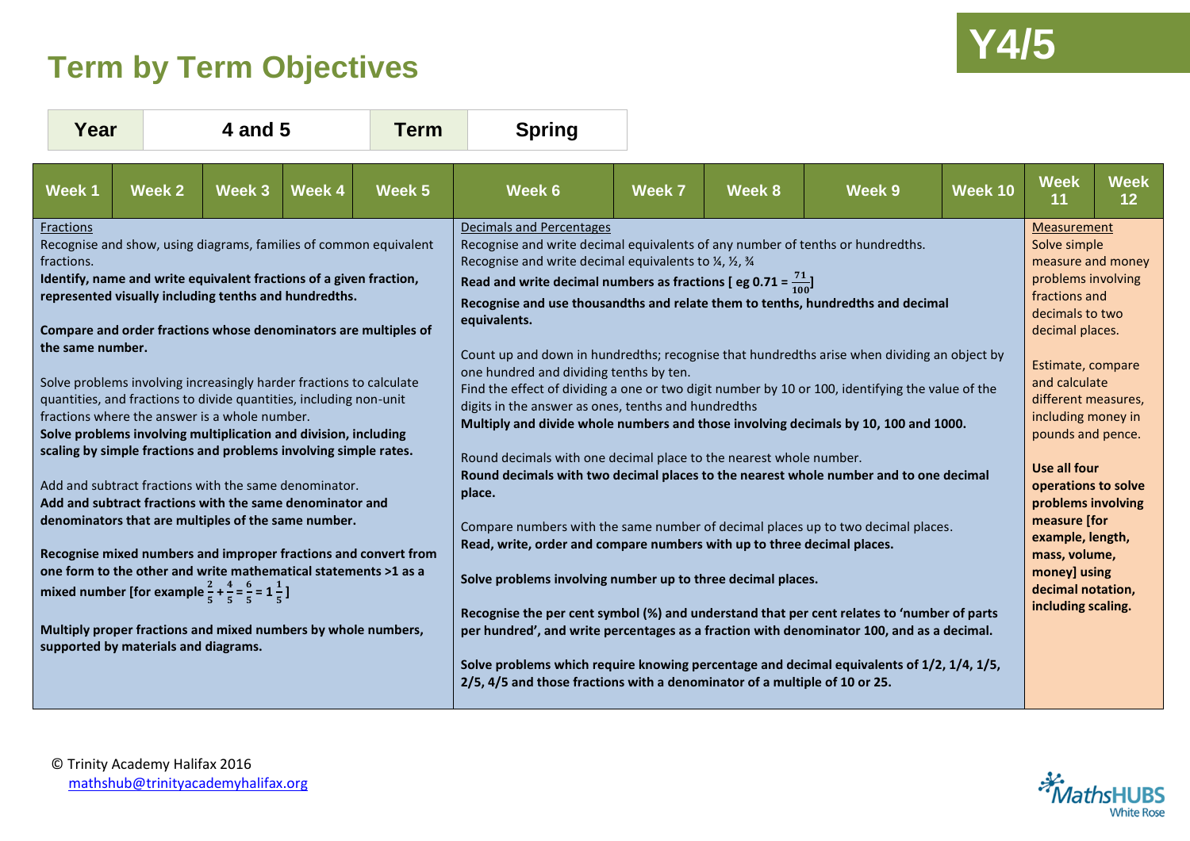# Term by Term Objectives

**Y4/5**

| Year | 4 and 5 | Term | Spring |
|---|---|---|---|

| Week 1 | Week 2 | Week 3 | Week 4 | Week 5 | Week 6 | Week 7 | Week 8 | Week 9 | Week 10 | Week 11 | Week 12 |
|---|---|---|---|---|---|---|---|---|---|---|---|
| Fractions<br>Recognise and show, using diagrams, families of common equivalent fractions.<br>**Identify, name and write equivalent fractions of a given fraction, represented visually including tenths and hundredths.**<br><br>**Compare and order fractions whose denominators are multiples of the same number.**<br><br>Solve problems involving increasingly harder fractions to calculate quantities, and fractions to divide quantities, including non-unit fractions where the answer is a whole number.<br>**Solve problems involving multiplication and division, including scaling by simple fractions and problems involving simple rates.**<br><br>Add and subtract fractions with the same denominator.<br>**Add and subtract fractions with the same denominator and denominators that are multiples of the same number.**<br><br>**Recognise mixed numbers and improper fractions and convert from one form to the other and write mathematical statements >1 as a mixed number [for example $\frac{2}{5} + \frac{4}{5} = \frac{6}{5} = 1\frac{1}{5}$]**<br><br>**Multiply proper fractions and mixed numbers by whole numbers, supported by materials and diagrams.** | | | | | Decimals and Percentages<br>Recognise and write decimal equivalents of any number of tenths or hundredths.<br>Recognise and write decimal equivalents to ¼, ½, ¾<br>**Read and write decimal numbers as fractions [ eg 0.71 = $\frac{71}{100}$]**<br>**Recognise and use thousandths and relate them to tenths, hundredths and decimal equivalents.**<br><br>Count up and down in hundredths; recognise that hundredths arise when dividing an object by one hundred and dividing tenths by ten.<br>Find the effect of dividing a one or two digit number by 10 or 100, identifying the value of the digits in the answer as ones, tenths and hundredths<br>**Multiply and divide whole numbers and those involving decimals by 10, 100 and 1000.**<br><br>Round decimals with one decimal place to the nearest whole number.<br>**Round decimals with two decimal places to the nearest whole number and to one decimal place.**<br><br>Compare numbers with the same number of decimal places up to two decimal places.<br>**Read, write, order and compare numbers with up to three decimal places.**<br><br>**Solve problems involving number up to three decimal places.**<br><br>**Recognise the per cent symbol (%) and understand that per cent relates to 'number of parts per hundred', and write percentages as a fraction with denominator 100, and as a decimal.**<br><br>**Solve problems which require knowing percentage and decimal equivalents of 1/2, 1/4, 1/5, 2/5, 4/5 and those fractions with a denominator of a multiple of 10 or 25.** | | | | | Measurement<br>Solve simple measure and money problems involving fractions and decimals to two decimal places.<br><br>Estimate, compare and calculate different measures, including money in pounds and pence.<br><br>**Use all four operations to solve problems involving measure [for example, length, mass, volume, money] using decimal notation, including scaling.** | |

© Trinity Academy Halifax 2016
mathshub@trinityacademyhalifax.org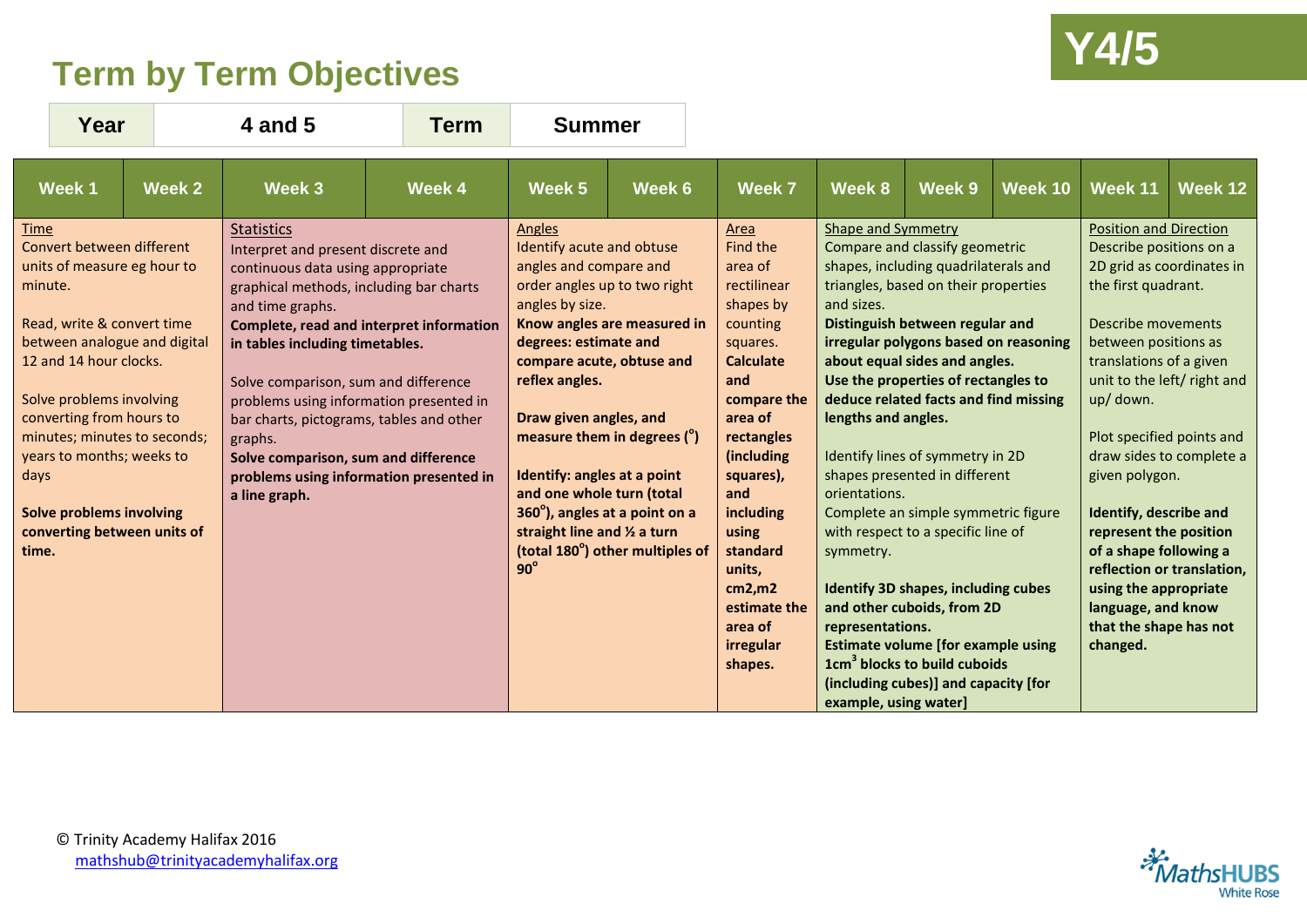# Term by Term Objectives

Y4/5

| Year | 4 and 5 | Term | Summer |
|---|---|---|---|

| Week 1 | Week 2 | Week 3 | Week 4 | Week 5 | Week 6 | Week 7 | Week 8 | Week 9 | Week 10 | Week 11 | Week 12 |
|---|---|---|---|---|---|---|---|---|---|---|---|
| Time<br>Convert between different units of measure eg hour to minute.<br><br>Read, write & convert time between analogue and digital 12 and 14 hour clocks.<br><br>Solve problems involving converting from hours to minutes; minutes to seconds; years to months; weeks to days<br><br>**Solve problems involving converting between units of time.** | | Statistics<br>Interpret and present discrete and continuous data using appropriate graphical methods, including bar charts and time graphs.<br>**Complete, read and interpret information in tables including timetables.**<br><br>Solve comparison, sum and difference problems using information presented in bar charts, pictograms, tables and other graphs.<br>**Solve comparison, sum and difference problems using information presented in a line graph.** | | Angles<br>Identify acute and obtuse angles and compare and order angles up to two right angles by size.<br>**Know angles are measured in degrees: estimate and compare acute, obtuse and reflex angles.**<br><br>**Draw given angles, and measure them in degrees ($^{o}$)**<br><br>**Identify: angles at a point and one whole turn (total 360$^{o}$), angles at a point on a straight line and ½ a turn (total 180$^{o}$) other multiples of 90$^{o}$** | | Area<br>Find the area of rectilinear shapes by counting squares.<br>**Calculate and compare the area of rectangles (including squares), and including using standard units, cm2,m2 estimate the area of irregular shapes.** | Shape and Symmetry<br>Compare and classify geometric shapes, including quadrilaterals and triangles, based on their properties and sizes.<br>**Distinguish between regular and irregular polygons based on reasoning about equal sides and angles.**<br>**Use the properties of rectangles to deduce related facts and find missing lengths and angles.**<br><br>Identify lines of symmetry in 2D shapes presented in different orientations.<br>Complete an simple symmetric figure with respect to a specific line of symmetry.<br><br>**Identify 3D shapes, including cubes and other cuboids, from 2D representations.**<br>**Estimate volume [for example using 1cm$^3$ blocks to build cuboids (including cubes)] and capacity [for example, using water]** | | | Position and Direction<br>Describe positions on a 2D grid as coordinates in the first quadrant.<br><br>Describe movements between positions as translations of a given unit to the left/ right and up/ down.<br><br>Plot specified points and draw sides to complete a given polygon.<br><br>**Identify, describe and represent the position of a shape following a reflection or translation, using the appropriate language, and know that the shape has not changed.** | |

© Trinity Academy Halifax 2016
mathshub@trinityacademyhalifax.org

MathsHUBS White Rose